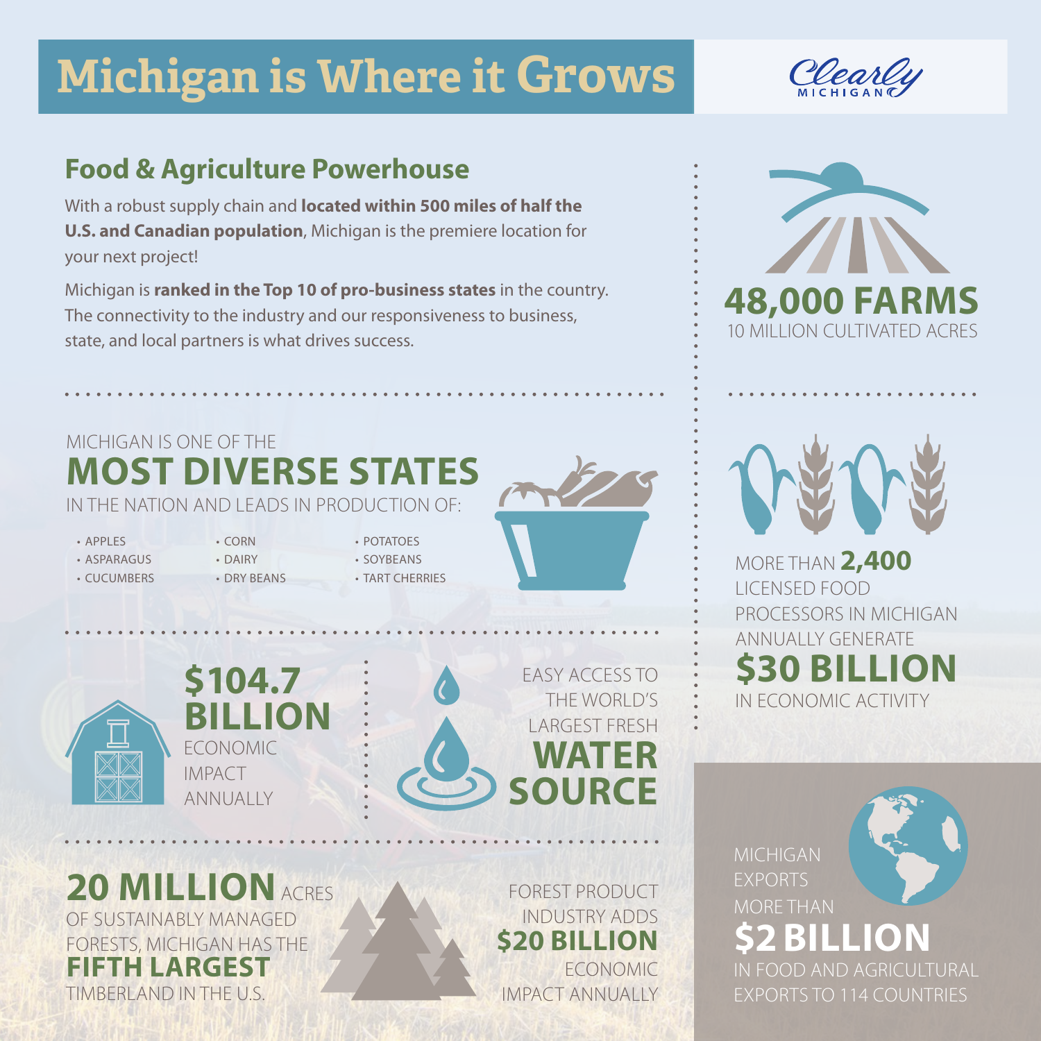# Michigan is Where it Grows

Clearly MICHIGAN

## Food & Agriculture Powerhouse

With a robust supply chain and **located within 500 miles of half the U.S. and Canadian population**, Michigan is the premiere location for your next project!

Michigan is **ranked in the Top 10 of pro-business states** in the country. The connectivity to the industry and our responsiveness to business, state, and local partners is what drives success.

**48,000 FARMS**
10 MILLION CULTIVATED ACRES

MICHIGAN IS ONE OF THE
**MOST DIVERSE STATES**
IN THE NATION AND LEADS IN PRODUCTION OF:

- APPLES
- ASPARAGUS
- CUCUMBERS
- CORN
- DAIRY
- DRY BEANS
- POTATOES
- SOYBEANS
- TART CHERRIES

MORE THAN **2,400** LICENSED FOOD PROCESSORS IN MICHIGAN ANNUALLY GENERATE **$30 BILLION** IN ECONOMIC ACTIVITY

**$104.7 BILLION** ECONOMIC IMPACT ANNUALLY

EASY ACCESS TO THE WORLD'S LARGEST FRESH **WATER SOURCE**

**20 MILLION** ACRES OF SUSTAINABLY MANAGED FORESTS, MICHIGAN HAS THE **FIFTH LARGEST** TIMBERLAND IN THE U.S.

FOREST PRODUCT INDUSTRY ADDS **$20 BILLION** ECONOMIC IMPACT ANNUALLY

MICHIGAN EXPORTS MORE THAN **$2 BILLION** IN FOOD AND AGRICULTURAL EXPORTS TO 114 COUNTRIES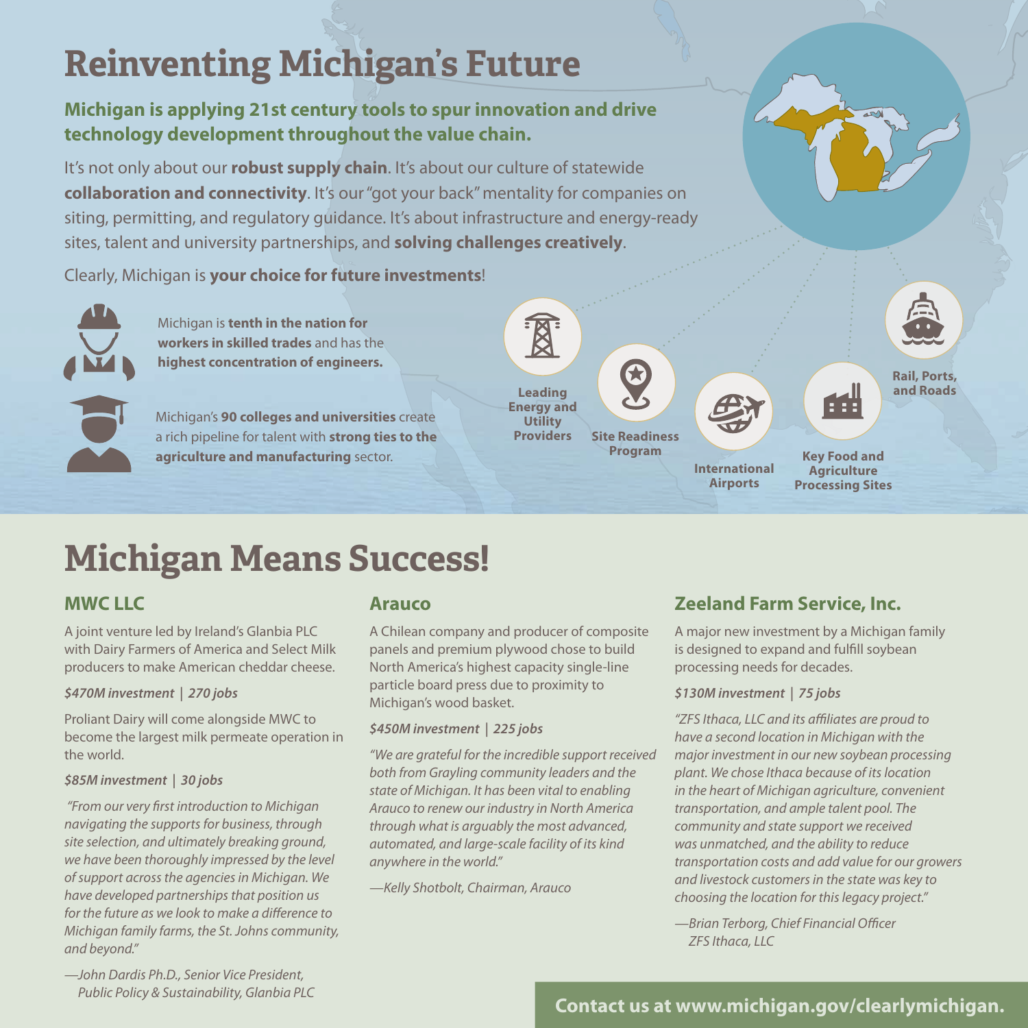# Reinventing Michigan's Future

**Michigan is applying 21st century tools to spur innovation and drive technology development throughout the value chain.**

It's not only about our **robust supply chain**. It's about our culture of statewide **collaboration and connectivity**. It's our "got your back" mentality for companies on siting, permitting, and regulatory guidance. It's about infrastructure and energy-ready sites, talent and university partnerships, and **solving challenges creatively**.

Clearly, Michigan is **your choice for future investments**!

Michigan is **tenth in the nation for workers in skilled trades** and has the **highest concentration of engineers.**

Michigan's **90 colleges and universities** create a rich pipeline for talent with **strong ties to the agriculture and manufacturing** sector.

Leading Energy and Utility Providers

Site Readiness Program

International Airports

Key Food and Agriculture Processing Sites

Rail, Ports, and Roads

# Michigan Means Success!

## MWC LLC

A joint venture led by Ireland's Glanbia PLC with Dairy Farmers of America and Select Milk producers to make American cheddar cheese.

*$470M investment | 270 jobs*

Proliant Dairy will come alongside MWC to become the largest milk permeate operation in the world.

*$85M investment | 30 jobs*

*"From our very first introduction to Michigan navigating the supports for business, through site selection, and ultimately breaking ground, we have been thoroughly impressed by the level of support across the agencies in Michigan. We have developed partnerships that position us for the future as we look to make a difference to Michigan family farms, the St. Johns community, and beyond."*

*—John Dardis Ph.D., Senior Vice President, Public Policy & Sustainability, Glanbia PLC*

## Arauco

A Chilean company and producer of composite panels and premium plywood chose to build North America's highest capacity single-line particle board press due to proximity to Michigan's wood basket.

*$450M investment | 225 jobs*

*"We are grateful for the incredible support received both from Grayling community leaders and the state of Michigan. It has been vital to enabling Arauco to renew our industry in North America through what is arguably the most advanced, automated, and large-scale facility of its kind anywhere in the world."*

*—Kelly Shotbolt, Chairman, Arauco*

## Zeeland Farm Service, Inc.

A major new investment by a Michigan family is designed to expand and fulfill soybean processing needs for decades.

*$130M investment | 75 jobs*

*"ZFS Ithaca, LLC and its affiliates are proud to have a second location in Michigan with the major investment in our new soybean processing plant. We chose Ithaca because of its location in the heart of Michigan agriculture, convenient transportation, and ample talent pool. The community and state support we received was unmatched, and the ability to reduce transportation costs and add value for our growers and livestock customers in the state was key to choosing the location for this legacy project."*

*—Brian Terborg, Chief Financial Officer ZFS Ithaca, LLC*

**Contact us at www.michigan.gov/clearlymichigan.**